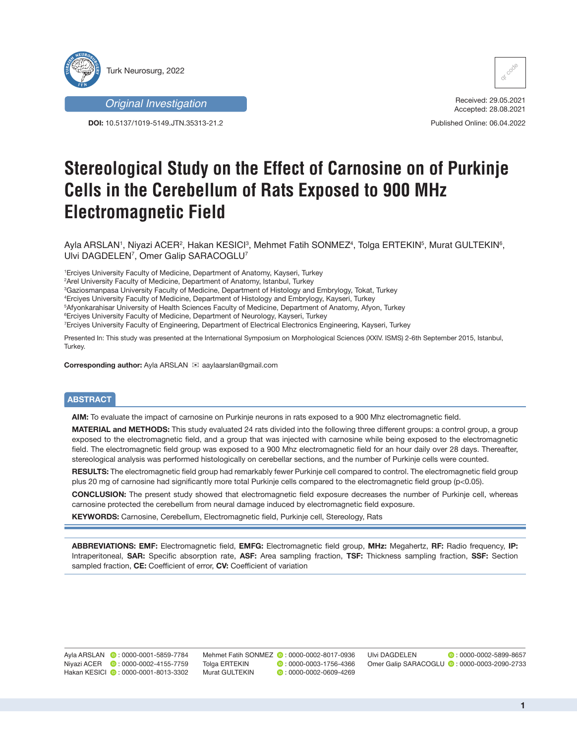Original Investigation

**DOI:** 10.5137/1019-5149.JTN.35313-21.2

Received: 29.05.2021
Accepted: 28.08.2021

Published Online: 06.04.2022

# Stereological Study on the Effect of Carnosine on of Purkinje Cells in the Cerebellum of Rats Exposed to 900 MHz Electromagnetic Field

Ayla ARSLAN[1], Niyazi ACER[2], Hakan KESICI[3], Mehmet Fatih SONMEZ[4], Tolga ERTEKIN[5], Murat GULTEKIN[6], Ulvi DAGDELEN[7], Omer Galip SARACOGLU[7]

[1]Erciyes University Faculty of Medicine, Department of Anatomy, Kayseri, Turkey
[2]Arel University Faculty of Medicine, Department of Anatomy, Istanbul, Turkey
[3]Gaziosmanpasa University Faculty of Medicine, Department of Histology and Embrylogy, Tokat, Turkey
[4]Erciyes University Faculty of Medicine, Department of Histology and Embrylogy, Kayseri, Turkey
[5]Afyonkarahisar University of Health Sciences Faculty of Medicine, Department of Anatomy, Afyon, Turkey
[6]Erciyes University Faculty of Medicine, Department of Neurology, Kayseri, Turkey
[7]Erciyes University Faculty of Engineering, Department of Electrical Electronics Engineering, Kayseri, Turkey

Presented In: This study was presented at the International Symposium on Morphological Sciences (XXIV. ISMS) 2-6th September 2015, Istanbul, Turkey.

**Corresponding author:** Ayla ARSLAN ✉ aaylaarslan@gmail.com

## ABSTRACT

**AIM:** To evaluate the impact of carnosine on Purkinje neurons in rats exposed to a 900 Mhz electromagnetic field.

**MATERIAL and METHODS:** This study evaluated 24 rats divided into the following three different groups: a control group, a group exposed to the electromagnetic field, and a group that was injected with carnosine while being exposed to the electromagnetic field. The electromagnetic field group was exposed to a 900 Mhz electromagnetic field for an hour daily over 28 days. Thereafter, stereological analysis was performed histologically on cerebellar sections, and the number of Purkinje cells were counted.

**RESULTS:** The electromagnetic field group had remarkably fewer Purkinje cell compared to control. The electromagnetic field group plus 20 mg of carnosine had significantly more total Purkinje cells compared to the electromagnetic field group ($p<0.05$).

**CONCLUSION:** The present study showed that electromagnetic field exposure decreases the number of Purkinje cell, whereas carnosine protected the cerebellum from neural damage induced by electromagnetic field exposure.

**KEYWORDS:** Carnosine, Cerebellum, Electromagnetic field, Purkinje cell, Stereology, Rats

**ABBREVIATIONS: EMF:** Electromagnetic field, **EMFG:** Electromagnetic field group, **MHz:** Megahertz, **RF:** Radio frequency, **IP:** Intraperitoneal, **SAR:** Specific absorption rate, **ASF:** Area sampling fraction, **TSF:** Thickness sampling fraction, **SSF:** Section sampled fraction, **CE:** Coefficient of error, **CV:** Coefficient of variation

Ayla ARSLAN : 0000-0001-5859-7784
Niyazi ACER : 0000-0002-4155-7759
Hakan KESICI : 0000-0001-8013-3302
Mehmet Fatih SONMEZ : 0000-0002-8017-0936
Tolga ERTEKIN : 0000-0003-1756-4366
Murat GULTEKIN : 0000-0002-0609-4269
Ulvi DAGDELEN : 0000-0002-5899-8657
Omer Galip SARACOGLU : 0000-0003-2090-2733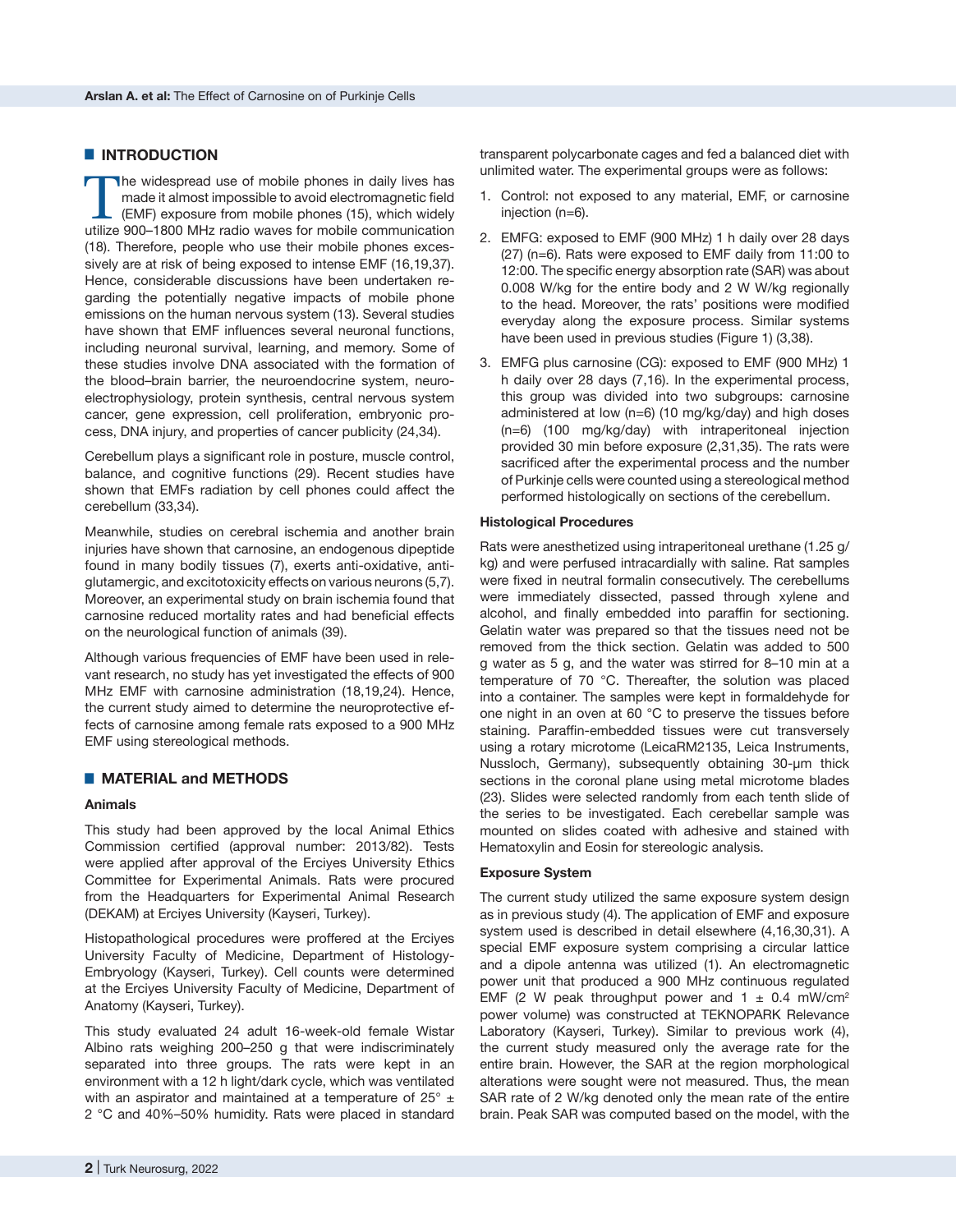## INTRODUCTION

The widespread use of mobile phones in daily lives has made it almost impossible to avoid electromagnetic field (EMF) exposure from mobile phones (15), which widely utilize 900–1800 MHz radio waves for mobile communication (18). Therefore, people who use their mobile phones excessively are at risk of being exposed to intense EMF (16,19,37). Hence, considerable discussions have been undertaken regarding the potentially negative impacts of mobile phone emissions on the human nervous system (13). Several studies have shown that EMF influences several neuronal functions, including neuronal survival, learning, and memory. Some of these studies involve DNA associated with the formation of the blood–brain barrier, the neuroendocrine system, neuroelectrophysiology, protein synthesis, central nervous system cancer, gene expression, cell proliferation, embryonic process, DNA injury, and properties of cancer publicity (24,34).

Cerebellum plays a significant role in posture, muscle control, balance, and cognitive functions (29). Recent studies have shown that EMFs radiation by cell phones could affect the cerebellum (33,34).

Meanwhile, studies on cerebral ischemia and another brain injuries have shown that carnosine, an endogenous dipeptide found in many bodily tissues (7), exerts anti-oxidative, anti-glutamergic, and excitotoxicity effects on various neurons (5,7). Moreover, an experimental study on brain ischemia found that carnosine reduced mortality rates and had beneficial effects on the neurological function of animals (39).

Although various frequencies of EMF have been used in relevant research, no study has yet investigated the effects of 900 MHz EMF with carnosine administration (18,19,24). Hence, the current study aimed to determine the neuroprotective effects of carnosine among female rats exposed to a 900 MHz EMF using stereological methods.

## MATERIAL and METHODS

### Animals

This study had been approved by the local Animal Ethics Commission certified (approval number: 2013/82). Tests were applied after approval of the Erciyes University Ethics Committee for Experimental Animals. Rats were procured from the Headquarters for Experimental Animal Research (DEKAM) at Erciyes University (Kayseri, Turkey).

Histopathological procedures were proffered at the Erciyes University Faculty of Medicine, Department of Histology-Embryology (Kayseri, Turkey). Cell counts were determined at the Erciyes University Faculty of Medicine, Department of Anatomy (Kayseri, Turkey).

This study evaluated 24 adult 16-week-old female Wistar Albino rats weighing 200–250 g that were indiscriminately separated into three groups. The rats were kept in an environment with a 12 h light/dark cycle, which was ventilated with an aspirator and maintained at a temperature of 25° ± 2 °C and 40%–50% humidity. Rats were placed in standard transparent polycarbonate cages and fed a balanced diet with unlimited water. The experimental groups were as follows:

1. Control: not exposed to any material, EMF, or carnosine injection (n=6).
2. EMFG: exposed to EMF (900 MHz) 1 h daily over 28 days (27) (n=6). Rats were exposed to EMF daily from 11:00 to 12:00. The specific energy absorption rate (SAR) was about 0.008 W/kg for the entire body and 2 W W/kg regionally to the head. Moreover, the rats' positions were modified everyday along the exposure process. Similar systems have been used in previous studies (Figure 1) (3,38).
3. EMFG plus carnosine (CG): exposed to EMF (900 MHz) 1 h daily over 28 days (7,16). In the experimental process, this group was divided into two subgroups: carnosine administered at low (n=6) (10 mg/kg/day) and high doses (n=6) (100 mg/kg/day) with intraperitoneal injection provided 30 min before exposure (2,31,35). The rats were sacrificed after the experimental process and the number of Purkinje cells were counted using a stereological method performed histologically on sections of the cerebellum.

### Histological Procedures

Rats were anesthetized using intraperitoneal urethane (1.25 g/kg) and were perfused intracardially with saline. Rat samples were fixed in neutral formalin consecutively. The cerebellums were immediately dissected, passed through xylene and alcohol, and finally embedded into paraffin for sectioning. Gelatin water was prepared so that the tissues need not be removed from the thick section. Gelatin was added to 500 g water as 5 g, and the water was stirred for 8–10 min at a temperature of 70 °C. Thereafter, the solution was placed into a container. The samples were kept in formaldehyde for one night in an oven at 60 °C to preserve the tissues before staining. Paraffin-embedded tissues were cut transversely using a rotary microtome (LeicaRM2135, Leica Instruments, Nussloch, Germany), subsequently obtaining 30-μm thick sections in the coronal plane using metal microtome blades (23). Slides were selected randomly from each tenth slide of the series to be investigated. Each cerebellar sample was mounted on slides coated with adhesive and stained with Hematoxylin and Eosin for stereologic analysis.

### Exposure System

The current study utilized the same exposure system design as in previous study (4). The application of EMF and exposure system used is described in detail elsewhere (4,16,30,31). A special EMF exposure system comprising a circular lattice and a dipole antenna was utilized (1). An electromagnetic power unit that produced a 900 MHz continuous regulated EMF (2 W peak throughput power and 1 ± 0.4 mW/cm$^2$ power volume) was constructed at TEKNOPARK Relevance Laboratory (Kayseri, Turkey). Similar to previous work (4), the current study measured only the average rate for the entire brain. However, the SAR at the region morphological alterations were sought were not measured. Thus, the mean SAR rate of 2 W/kg denoted only the mean rate of the entire brain. Peak SAR was computed based on the model, with the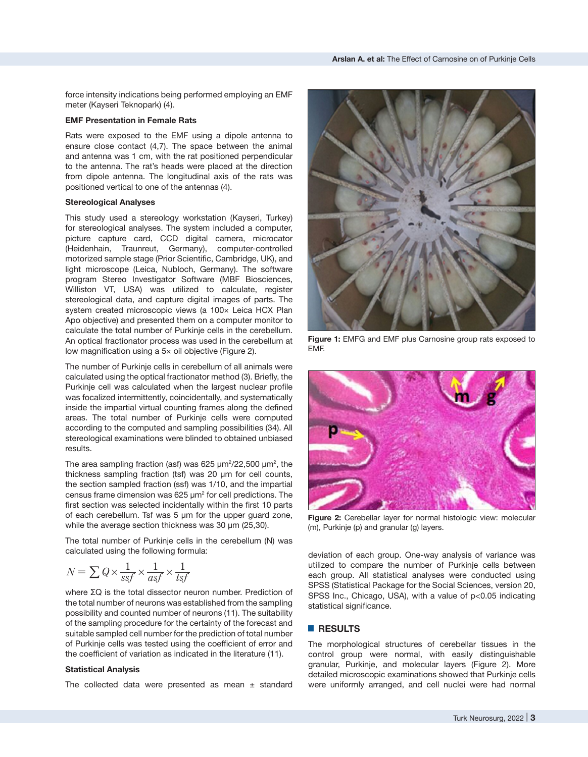force intensity indications being performed employing an EMF meter (Kayseri Teknopark) (4).

### EMF Presentation in Female Rats

Rats were exposed to the EMF using a dipole antenna to ensure close contact (4,7). The space between the animal and antenna was 1 cm, with the rat positioned perpendicular to the antenna. The rat's heads were placed at the direction from dipole antenna. The longitudinal axis of the rats was positioned vertical to one of the antennas (4).

### Stereological Analyses

This study used a stereology workstation (Kayseri, Turkey) for stereological analyses. The system included a computer, picture capture card, CCD digital camera, microcator (Heidenhain, Traunreut, Germany), computer-controlled motorized sample stage (Prior Scientific, Cambridge, UK), and light microscope (Leica, Nubloch, Germany). The software program Stereo Investigator Software (MBF Biosciences, Williston VT, USA) was utilized to calculate, register stereological data, and capture digital images of parts. The system created microscopic views (a 100× Leica HCX Plan Apo objective) and presented them on a computer monitor to calculate the total number of Purkinje cells in the cerebellum. An optical fractionator process was used in the cerebellum at low magnification using a 5× oil objective (Figure 2).

The number of Purkinje cells in cerebellum of all animals were calculated using the optical fractionator method (3). Briefly, the Purkinje cell was calculated when the largest nuclear profile was focalized intermittently, coincidentally, and systematically inside the impartial virtual counting frames along the defined areas. The total number of Purkinje cells were computed according to the computed and sampling possibilities (34). All stereological examinations were blinded to obtained unbiased results.

The area sampling fraction (asf) was 625 μm²/22,500 μm², the thickness sampling fraction (tsf) was 20 μm for cell counts, the section sampled fraction (ssf) was 1/10, and the impartial census frame dimension was 625 μm² for cell predictions. The first section was selected incidentally within the first 10 parts of each cerebellum. Tsf was 5 μm for the upper guard zone, while the average section thickness was 30 μm (25,30).

The total number of Purkinje cells in the cerebellum (N) was calculated using the following formula:

$$N = \sum Q \times \frac{1}{ssf} \times \frac{1}{asf} \times \frac{1}{tsf}$$

where ΣQ is the total dissector neuron number. Prediction of the total number of neurons was established from the sampling possibility and counted number of neurons (11). The suitability of the sampling procedure for the certainty of the forecast and suitable sampled cell number for the prediction of total number of Purkinje cells was tested using the coefficient of error and the coefficient of variation as indicated in the literature (11).

### Statistical Analysis

The collected data were presented as mean ± standard deviation of each group. One-way analysis of variance was utilized to compare the number of Purkinje cells between each group. All statistical analyses were conducted using SPSS (Statistical Package for the Social Sciences, version 20, SPSS Inc., Chicago, USA), with a value of $p<0.05$ indicating statistical significance.

**Figure 1:** EMFG and EMF plus Carnosine group rats exposed to EMF.

**Figure 2:** Cerebellar layer for normal histologic view: molecular (m), Purkinje (p) and granular (g) layers.

## RESULTS

The morphological structures of cerebellar tissues in the control group were normal, with easily distinguishable granular, Purkinje, and molecular layers (Figure 2). More detailed microscopic examinations showed that Purkinje cells were uniformly arranged, and cell nuclei were had normal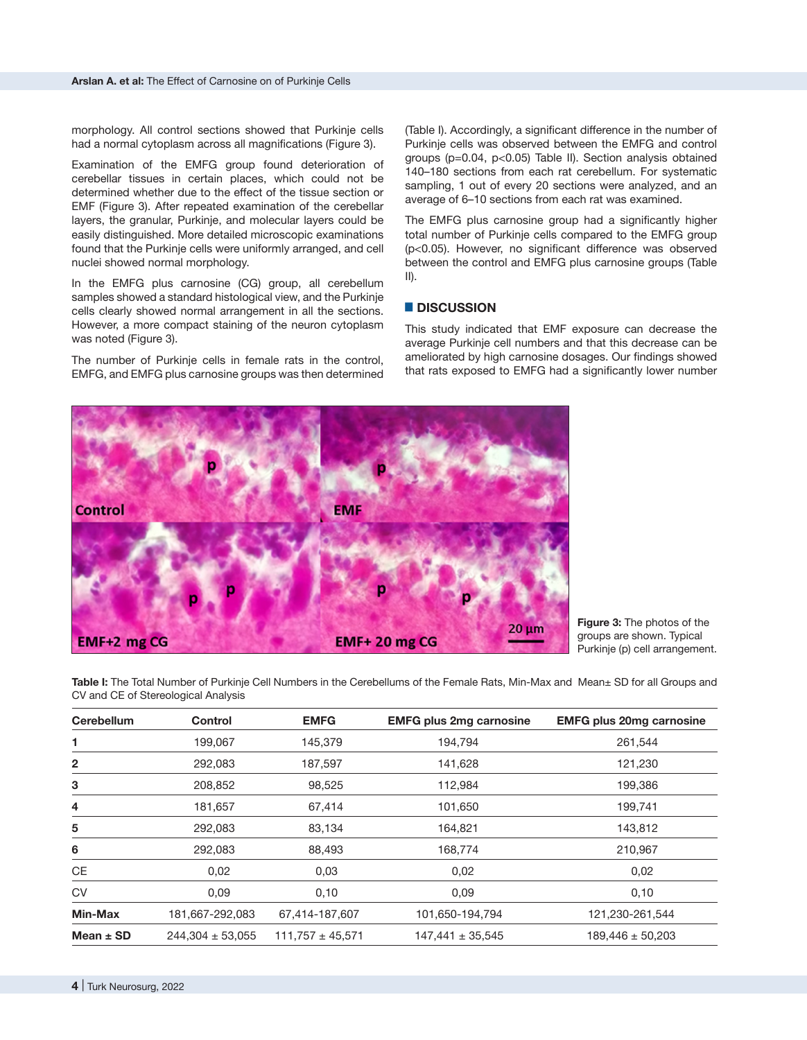morphology. All control sections showed that Purkinje cells had a normal cytoplasm across all magnifications (Figure 3).

Examination of the EMFG group found deterioration of cerebellar tissues in certain places, which could not be determined whether due to the effect of the tissue section or EMF (Figure 3). After repeated examination of the cerebellar layers, the granular, Purkinje, and molecular layers could be easily distinguished. More detailed microscopic examinations found that the Purkinje cells were uniformly arranged, and cell nuclei showed normal morphology.

In the EMFG plus carnosine (CG) group, all cerebellum samples showed a standard histological view, and the Purkinje cells clearly showed normal arrangement in all the sections. However, a more compact staining of the neuron cytoplasm was noted (Figure 3).

The number of Purkinje cells in female rats in the control, EMFG, and EMFG plus carnosine groups was then determined (Table I). Accordingly, a significant difference in the number of Purkinje cells was observed between the EMFG and control groups ($p=0.04$, $p<0.05$) Table II). Section analysis obtained 140–180 sections from each rat cerebellum. For systematic sampling, 1 out of every 20 sections were analyzed, and an average of 6–10 sections from each rat was examined.

The EMFG plus carnosine group had a significantly higher total number of Purkinje cells compared to the EMFG group ($p<0.05$). However, no significant difference was observed between the control and EMFG plus carnosine groups (Table II).

## DISCUSSION

This study indicated that EMF exposure can decrease the average Purkinje cell numbers and that this decrease can be ameliorated by high carnosine dosages. Our findings showed that rats exposed to EMFG had a significantly lower number

**Figure 3:** The photos of the groups are shown. Typical Purkinje (p) cell arrangement.

**Table I:** The Total Number of Purkinje Cell Numbers in the Cerebellums of the Female Rats, Min-Max and Mean± SD for all Groups and CV and CE of Stereological Analysis

| Cerebellum | Control | EMFG | EMFG plus 2mg carnosine | EMFG plus 20mg carnosine |
|---|---|---|---|---|
| **1** | 199,067 | 145,379 | 194,794 | 261,544 |
| **2** | 292,083 | 187,597 | 141,628 | 121,230 |
| **3** | 208,852 | 98,525 | 112,984 | 199,386 |
| **4** | 181,657 | 67,414 | 101,650 | 199,741 |
| **5** | 292,083 | 83,134 | 164,821 | 143,812 |
| **6** | 292,083 | 88,493 | 168,774 | 210,967 |
| CE | 0,02 | 0,03 | 0,02 | 0,02 |
| CV | 0,09 | 0,10 | 0,09 | 0,10 |
| **Min-Max** | 181,667-292,083 | 67,414-187,607 | 101,650-194,794 | 121,230-261,544 |
| **Mean ± SD** | 244,304 ± 53,055 | 111,757 ± 45,571 | 147,441 ± 35,545 | 189,446 ± 50,203 |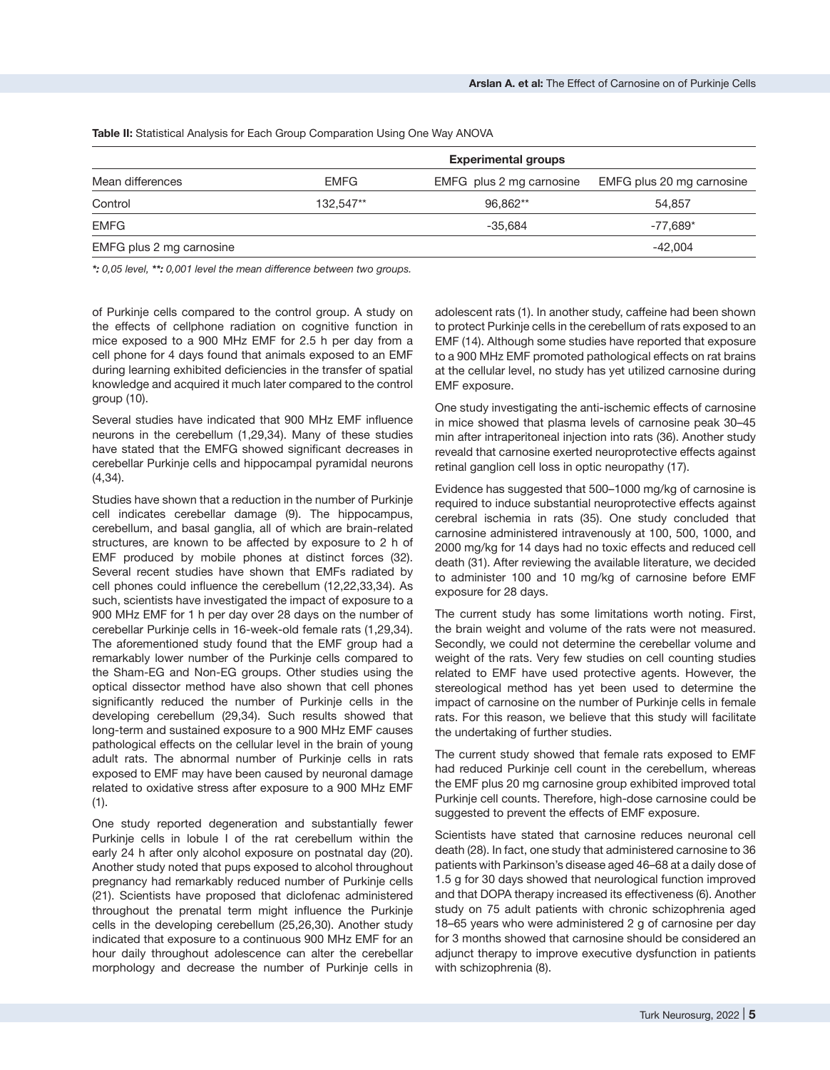**Table II:** Statistical Analysis for Each Group Comparation Using One Way ANOVA

| | Experimental groups | | |
|---|---|---|---|
| Mean differences | EMFG | EMFG plus 2 mg carnosine | EMFG plus 20 mg carnosine |
| Control | 132,547** | 96,862** | 54,857 |
| EMFG | | -35,684 | -77,689* |
| EMFG plus 2 mg carnosine | | | -42,004 |

***: 0,05 level, **: 0,001 level the mean difference between two groups.*

of Purkinje cells compared to the control group. A study on the effects of cellphone radiation on cognitive function in mice exposed to a 900 MHz EMF for 2.5 h per day from a cell phone for 4 days found that animals exposed to an EMF during learning exhibited deficiencies in the transfer of spatial knowledge and acquired it much later compared to the control group (10).

Several studies have indicated that 900 MHz EMF influence neurons in the cerebellum (1,29,34). Many of these studies have stated that the EMFG showed significant decreases in cerebellar Purkinje cells and hippocampal pyramidal neurons (4,34).

Studies have shown that a reduction in the number of Purkinje cell indicates cerebellar damage (9). The hippocampus, cerebellum, and basal ganglia, all of which are brain-related structures, are known to be affected by exposure to 2 h of EMF produced by mobile phones at distinct forces (32). Several recent studies have shown that EMFs radiated by cell phones could influence the cerebellum (12,22,33,34). As such, scientists have investigated the impact of exposure to a 900 MHz EMF for 1 h per day over 28 days on the number of cerebellar Purkinje cells in 16-week-old female rats (1,29,34). The aforementioned study found that the EMF group had a remarkably lower number of the Purkinje cells compared to the Sham-EG and Non-EG groups. Other studies using the optical dissector method have also shown that cell phones significantly reduced the number of Purkinje cells in the developing cerebellum (29,34). Such results showed that long-term and sustained exposure to a 900 MHz EMF causes pathological effects on the cellular level in the brain of young adult rats. The abnormal number of Purkinje cells in rats exposed to EMF may have been caused by neuronal damage related to oxidative stress after exposure to a 900 MHz EMF (1).

One study reported degeneration and substantially fewer Purkinje cells in lobule I of the rat cerebellum within the early 24 h after only alcohol exposure on postnatal day (20). Another study noted that pups exposed to alcohol throughout pregnancy had remarkably reduced number of Purkinje cells (21). Scientists have proposed that diclofenac administered throughout the prenatal term might influence the Purkinje cells in the developing cerebellum (25,26,30). Another study indicated that exposure to a continuous 900 MHz EMF for an hour daily throughout adolescence can alter the cerebellar morphology and decrease the number of Purkinje cells in adolescent rats (1). In another study, caffeine had been shown to protect Purkinje cells in the cerebellum of rats exposed to an EMF (14). Although some studies have reported that exposure to a 900 MHz EMF promoted pathological effects on rat brains at the cellular level, no study has yet utilized carnosine during EMF exposure.

One study investigating the anti-ischemic effects of carnosine in mice showed that plasma levels of carnosine peak 30–45 min after intraperitoneal injection into rats (36). Another study reveald that carnosine exerted neuroprotective effects against retinal ganglion cell loss in optic neuropathy (17).

Evidence has suggested that 500–1000 mg/kg of carnosine is required to induce substantial neuroprotective effects against cerebral ischemia in rats (35). One study concluded that carnosine administered intravenously at 100, 500, 1000, and 2000 mg/kg for 14 days had no toxic effects and reduced cell death (31). After reviewing the available literature, we decided to administer 100 and 10 mg/kg of carnosine before EMF exposure for 28 days.

The current study has some limitations worth noting. First, the brain weight and volume of the rats were not measured. Secondly, we could not determine the cerebellar volume and weight of the rats. Very few studies on cell counting studies related to EMF have used protective agents. However, the stereological method has yet been used to determine the impact of carnosine on the number of Purkinje cells in female rats. For this reason, we believe that this study will facilitate the undertaking of further studies.

The current study showed that female rats exposed to EMF had reduced Purkinje cell count in the cerebellum, whereas the EMF plus 20 mg carnosine group exhibited improved total Purkinje cell counts. Therefore, high-dose carnosine could be suggested to prevent the effects of EMF exposure.

Scientists have stated that carnosine reduces neuronal cell death (28). In fact, one study that administered carnosine to 36 patients with Parkinson's disease aged 46–68 at a daily dose of 1.5 g for 30 days showed that neurological function improved and that DOPA therapy increased its effectiveness (6). Another study on 75 adult patients with chronic schizophrenia aged 18–65 years who were administered 2 g of carnosine per day for 3 months showed that carnosine should be considered an adjunct therapy to improve executive dysfunction in patients with schizophrenia (8).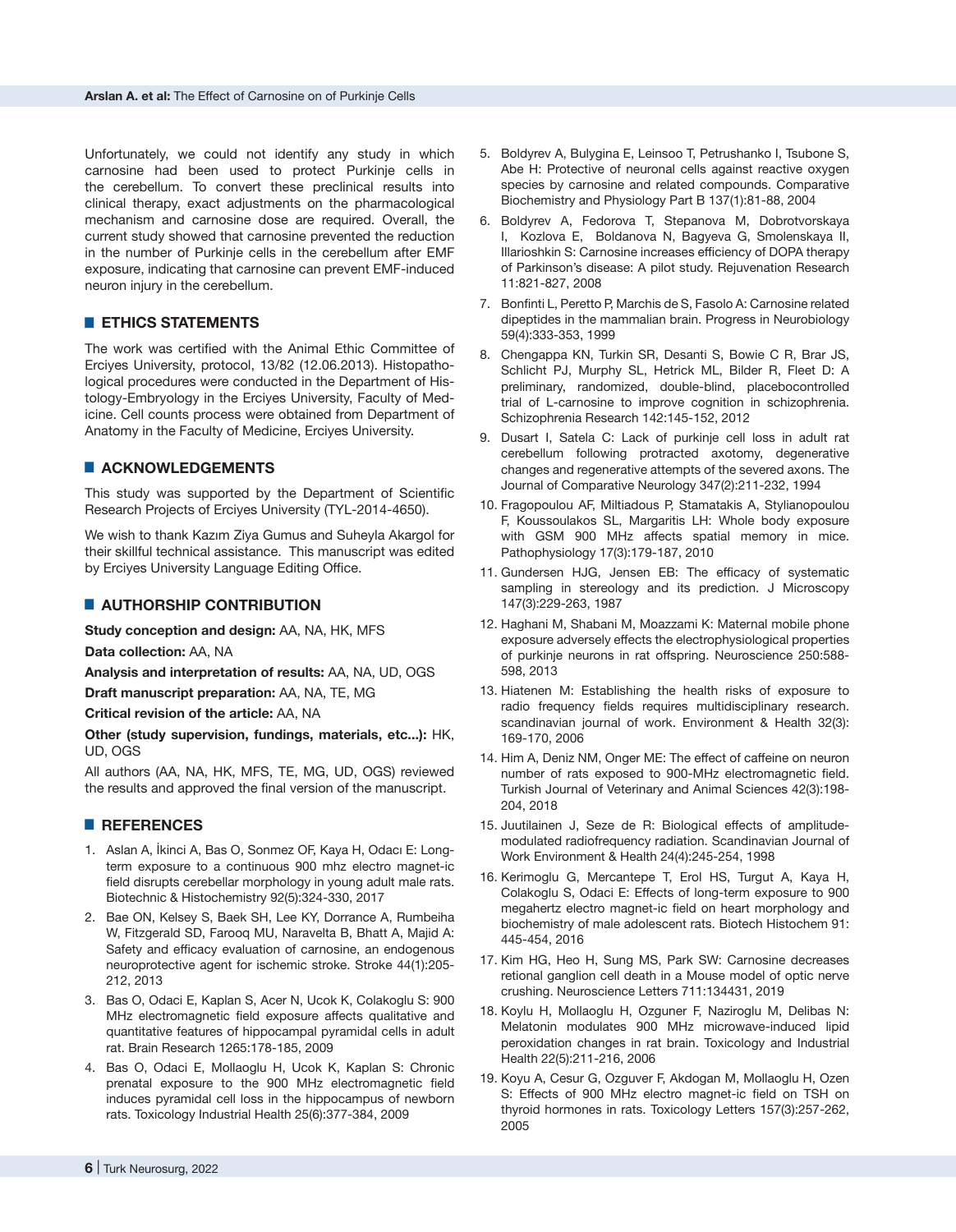Unfortunately, we could not identify any study in which carnosine had been used to protect Purkinje cells in the cerebellum. To convert these preclinical results into clinical therapy, exact adjustments on the pharmacological mechanism and carnosine dose are required. Overall, the current study showed that carnosine prevented the reduction in the number of Purkinje cells in the cerebellum after EMF exposure, indicating that carnosine can prevent EMF-induced neuron injury in the cerebellum.

## ETHICS STATEMENTS

The work was certified with the Animal Ethic Committee of Erciyes University, protocol, 13/82 (12.06.2013). Histopathological procedures were conducted in the Department of Histology-Embryology in the Erciyes University, Faculty of Medicine. Cell counts process were obtained from Department of Anatomy in the Faculty of Medicine, Erciyes University.

## ACKNOWLEDGEMENTS

This study was supported by the Department of Scientific Research Projects of Erciyes University (TYL-2014-4650).

We wish to thank Kazım Ziya Gumus and Suheyla Akargol for their skillful technical assistance. This manuscript was edited by Erciyes University Language Editing Office.

## AUTHORSHIP CONTRIBUTION

**Study conception and design:** AA, NA, HK, MFS

**Data collection:** AA, NA

**Analysis and interpretation of results:** AA, NA, UD, OGS

**Draft manuscript preparation:** AA, NA, TE, MG

**Critical revision of the article:** AA, NA

**Other (study supervision, fundings, materials, etc...):** HK, UD, OGS

All authors (AA, NA, HK, MFS, TE, MG, UD, OGS) reviewed the results and approved the final version of the manuscript.

## REFERENCES

1. Aslan A, İkinci A, Bas O, Sonmez OF, Kaya H, Odacı E: Long-term exposure to a continuous 900 mhz electro magnet-ic field disrupts cerebellar morphology in young adult male rats. Biotechnic & Histochemistry 92(5):324-330, 2017
2. Bae ON, Kelsey S, Baek SH, Lee KY, Dorrance A, Rumbeiha W, Fitzgerald SD, Farooq MU, Naravelta B, Bhatt A, Majid A: Safety and efficacy evaluation of carnosine, an endogenous neuroprotective agent for ischemic stroke. Stroke 44(1):205-212, 2013
3. Bas O, Odaci E, Kaplan S, Acer N, Ucok K, Colakoglu S: 900 MHz electromagnetic field exposure affects qualitative and quantitative features of hippocampal pyramidal cells in adult rat. Brain Research 1265:178-185, 2009
4. Bas O, Odaci E, Mollaoglu H, Ucok K, Kaplan S: Chronic prenatal exposure to the 900 MHz electromagnetic field induces pyramidal cell loss in the hippocampus of newborn rats. Toxicology Industrial Health 25(6):377-384, 2009
5. Boldyrev A, Bulygina E, Leinsoo T, Petrushanko I, Tsubone S, Abe H: Protective of neuronal cells against reactive oxygen species by carnosine and related compounds. Comparative Biochemistry and Physiology Part B 137(1):81-88, 2004
6. Boldyrev A, Fedorova T, Stepanova M, Dobrotvorskaya I, Kozlova E, Boldanova N, Bagyeva G, Smolenskaya II, Illarioshkin S: Carnosine increases efficiency of DOPA therapy of Parkinson's disease: A pilot study. Rejuvenation Research 11:821-827, 2008
7. Bonfinti L, Peretto P, Marchis de S, Fasolo A: Carnosine related dipeptides in the mammalian brain. Progress in Neurobiology 59(4):333-353, 1999
8. Chengappa KN, Turkin SR, Desanti S, Bowie C R, Brar JS, Schlicht PJ, Murphy SL, Hetrick ML, Bilder R, Fleet D: A preliminary, randomized, double-blind, placebocontrolled trial of L-carnosine to improve cognition in schizophrenia. Schizophrenia Research 142:145-152, 2012
9. Dusart I, Satela C: Lack of purkinje cell loss in adult rat cerebellum following protracted axotomy, degenerative changes and regenerative attempts of the severed axons. The Journal of Comparative Neurology 347(2):211-232, 1994
10. Fragopoulou AF, Miltiadous P, Stamatakis A, Stylianopoulou F, Koussoulakos SL, Margaritis LH: Whole body exposure with GSM 900 MHz affects spatial memory in mice. Pathophysiology 17(3):179-187, 2010
11. Gundersen HJG, Jensen EB: The efficacy of systematic sampling in stereology and its prediction. J Microscopy 147(3):229-263, 1987
12. Haghani M, Shabani M, Moazzami K: Maternal mobile phone exposure adversely effects the electrophysiological properties of purkinje neurons in rat offspring. Neuroscience 250:588-598, 2013
13. Hiatenen M: Establishing the health risks of exposure to radio frequency fields requires multidisciplinary research. scandinavian journal of work. Environment & Health 32(3): 169-170, 2006
14. Him A, Deniz NM, Onger ME: The effect of caffeine on neuron number of rats exposed to 900-MHz electromagnetic field. Turkish Journal of Veterinary and Animal Sciences 42(3):198-204, 2018
15. Juutilainen J, Seze de R: Biological effects of amplitude-modulated radiofrequency radiation. Scandinavian Journal of Work Environment & Health 24(4):245-254, 1998
16. Kerimoglu G, Mercantepe T, Erol HS, Turgut A, Kaya H, Colakoglu S, Odaci E: Effects of long-term exposure to 900 megahertz electro magnet-ic field on heart morphology and biochemistry of male adolescent rats. Biotech Histochem 91: 445-454, 2016
17. Kim HG, Heo H, Sung MS, Park SW: Carnosine decreases retional ganglion cell death in a Mouse model of optic nerve crushing. Neuroscience Letters 711:134431, 2019
18. Koylu H, Mollaoglu H, Ozguner F, Naziroglu M, Delibas N: Melatonin modulates 900 MHz microwave-induced lipid peroxidation changes in rat brain. Toxicology and Industrial Health 22(5):211-216, 2006
19. Koyu A, Cesur G, Ozguver F, Akdogan M, Mollaoglu H, Ozen S: Effects of 900 MHz electro magnet-ic field on TSH on thyroid hormones in rats. Toxicology Letters 157(3):257-262, 2005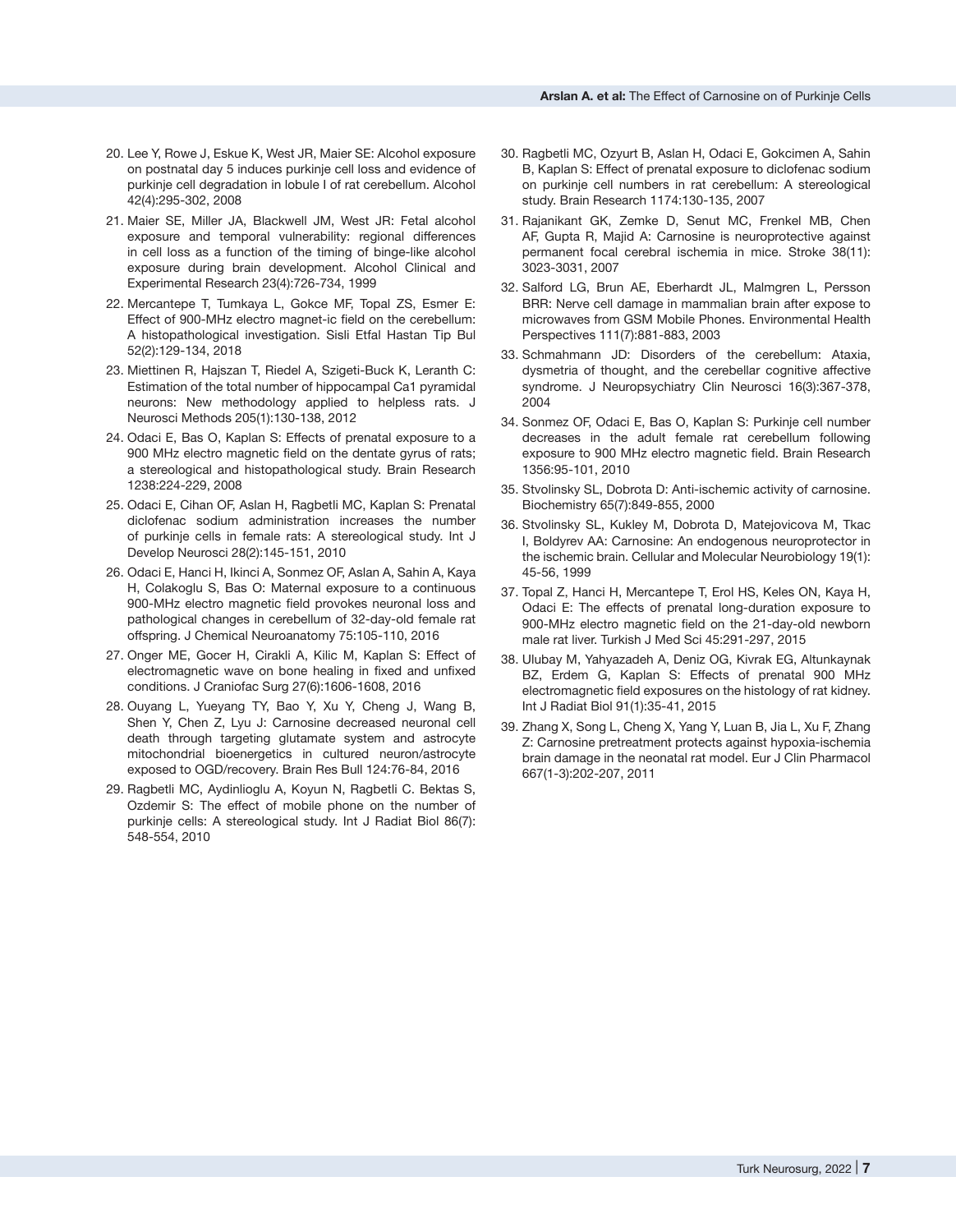20. Lee Y, Rowe J, Eskue K, West JR, Maier SE: Alcohol exposure on postnatal day 5 induces purkinje cell loss and evidence of purkinje cell degradation in lobule I of rat cerebellum. Alcohol 42(4):295-302, 2008
21. Maier SE, Miller JA, Blackwell JM, West JR: Fetal alcohol exposure and temporal vulnerability: regional differences in cell loss as a function of the timing of binge-like alcohol exposure during brain development. Alcohol Clinical and Experimental Research 23(4):726-734, 1999
22. Mercantepe T, Tumkaya L, Gokce MF, Topal ZS, Esmer E: Effect of 900-MHz electro magnet-ic field on the cerebellum: A histopathological investigation. Sisli Etfal Hastan Tip Bul 52(2):129-134, 2018
23. Miettinen R, Hajszan T, Riedel A, Szigeti-Buck K, Leranth C: Estimation of the total number of hippocampal Ca1 pyramidal neurons: New methodology applied to helpless rats. J Neurosci Methods 205(1):130-138, 2012
24. Odaci E, Bas O, Kaplan S: Effects of prenatal exposure to a 900 MHz electro magnetic field on the dentate gyrus of rats; a stereological and histopathological study. Brain Research 1238:224-229, 2008
25. Odaci E, Cihan OF, Aslan H, Ragbetli MC, Kaplan S: Prenatal diclofenac sodium administration increases the number of purkinje cells in female rats: A stereological study. Int J Develop Neurosci 28(2):145-151, 2010
26. Odaci E, Hanci H, Ikinci A, Sonmez OF, Aslan A, Sahin A, Kaya H, Colakoglu S, Bas O: Maternal exposure to a continuous 900-MHz electro magnetic field provokes neuronal loss and pathological changes in cerebellum of 32-day-old female rat offspring. J Chemical Neuroanatomy 75:105-110, 2016
27. Onger ME, Gocer H, Cirakli A, Kilic M, Kaplan S: Effect of electromagnetic wave on bone healing in fixed and unfixed conditions. J Craniofac Surg 27(6):1606-1608, 2016
28. Ouyang L, Yueyang TY, Bao Y, Xu Y, Cheng J, Wang B, Shen Y, Chen Z, Lyu J: Carnosine decreased neuronal cell death through targeting glutamate system and astrocyte mitochondrial bioenergetics in cultured neuron/astrocyte exposed to OGD/recovery. Brain Res Bull 124:76-84, 2016
29. Ragbetli MC, Aydinlioglu A, Koyun N, Ragbetli C. Bektas S, Ozdemir S: The effect of mobile phone on the number of purkinje cells: A stereological study. Int J Radiat Biol 86(7): 548-554, 2010
30. Ragbetli MC, Ozyurt B, Aslan H, Odaci E, Gokcimen A, Sahin B, Kaplan S: Effect of prenatal exposure to diclofenac sodium on purkinje cell numbers in rat cerebellum: A stereological study. Brain Research 1174:130-135, 2007
31. Rajanikant GK, Zemke D, Senut MC, Frenkel MB, Chen AF, Gupta R, Majid A: Carnosine is neuroprotective against permanent focal cerebral ischemia in mice. Stroke 38(11): 3023-3031, 2007
32. Salford LG, Brun AE, Eberhardt JL, Malmgren L, Persson BRR: Nerve cell damage in mammalian brain after expose to microwaves from GSM Mobile Phones. Environmental Health Perspectives 111(7):881-883, 2003
33. Schmahmann JD: Disorders of the cerebellum: Ataxia, dysmetria of thought, and the cerebellar cognitive affective syndrome. J Neuropsychiatry Clin Neurosci 16(3):367-378, 2004
34. Sonmez OF, Odaci E, Bas O, Kaplan S: Purkinje cell number decreases in the adult female rat cerebellum following exposure to 900 MHz electro magnetic field. Brain Research 1356:95-101, 2010
35. Stvolinsky SL, Dobrota D: Anti-ischemic activity of carnosine. Biochemistry 65(7):849-855, 2000
36. Stvolinsky SL, Kukley M, Dobrota D, Matejovicova M, Tkac I, Boldyrev AA: Carnosine: An endogenous neuroprotector in the ischemic brain. Cellular and Molecular Neurobiology 19(1): 45-56, 1999
37. Topal Z, Hanci H, Mercantepe T, Erol HS, Keles ON, Kaya H, Odaci E: The effects of prenatal long-duration exposure to 900-MHz electro magnetic field on the 21-day-old newborn male rat liver. Turkish J Med Sci 45:291-297, 2015
38. Ulubay M, Yahyazadeh A, Deniz OG, Kivrak EG, Altunkaynak BZ, Erdem G, Kaplan S: Effects of prenatal 900 MHz electromagnetic field exposures on the histology of rat kidney. Int J Radiat Biol 91(1):35-41, 2015
39. Zhang X, Song L, Cheng X, Yang Y, Luan B, Jia L, Xu F, Zhang Z: Carnosine pretreatment protects against hypoxia-ischemia brain damage in the neonatal rat model. Eur J Clin Pharmacol 667(1-3):202-207, 2011